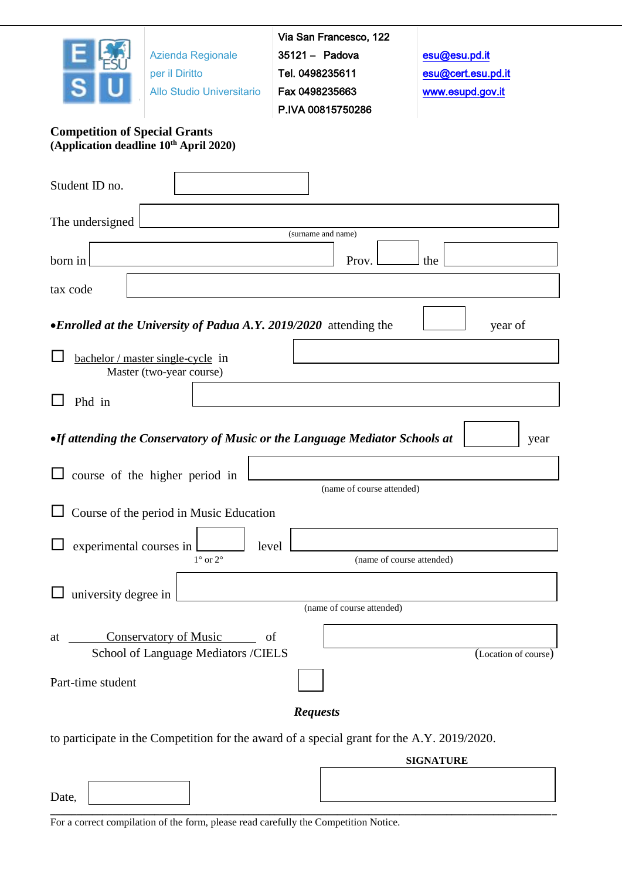| Azienda Regionale per il Diritto Allo Studio Universitario | Via San Francesco, 122<br>35121 – Padova<br>Tel. 0498235611<br>Fax 0498235663<br>P.IVA 00815750286 | esu@esu.pd.it<br>esu@cert.esu.pd.it<br>www.esupd.gov.it |
|---|---|---|

**Competition of Special Grants**
**(Application deadline 10th April 2020)**

Student ID no. ______________

The undersigned ____________________________________________
(surname and name)

born in ______________________ Prov. ______ the ______________

tax code ____________________________________________

• ***Enrolled at the University of Padua A.Y. 2019/2020*** attending the ______ year of

☐ bachelor / master single-cycle in ______________________________
Master (two-year course)

☐ Phd in ______________________________

• ***If attending the Conservatory of Music or the Language Mediator Schools at*** ______ year

☐ course of the higher period in ______________________________
(name of course attended)

☐ Course of the period in Music Education

☐ experimental courses in ______ level ______________________________
1° or 2° (name of course attended)

☐ university degree in ______________________________
(name of course attended)

at Conservatory of Music of ______________________________
School of Language Mediators /CIELS (Location of course)

Part-time student ☐

***Requests***

to participate in the Competition for the award of a special grant for the A.Y. 2019/2020.

**SIGNATURE**

Date, ______________ ______________________________

For a correct compilation of the form, please read carefully the Competition Notice.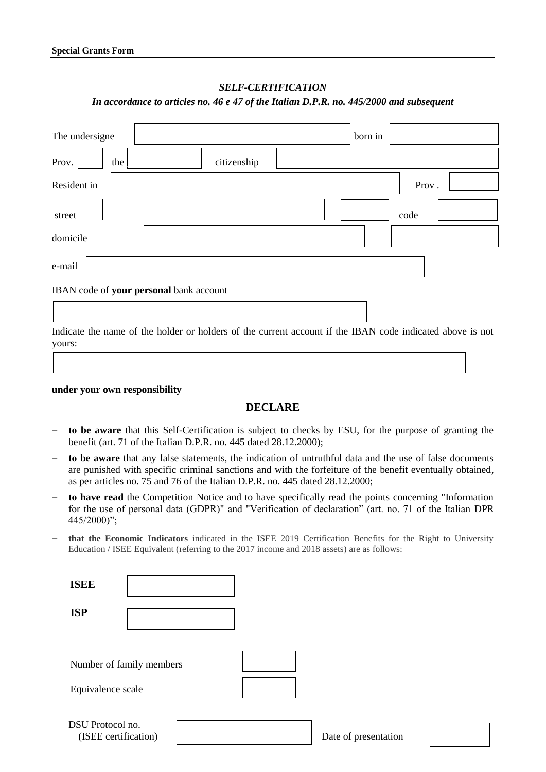**Special Grants Form**

*SELF-CERTIFICATION*

*In accordance to articles no. 46 e 47 of the Italian D.P.R. no. 445/2000 and subsequent*

The undersigne ____________________ born in ____________________

Prov. ______ the ____________ citizenship ____________________

Resident in ____________________ Prov . ______

street ____________________ ______ code ______

domicile ____________________ ______

e-mail ____________________

IBAN code of **your personal** bank account

____________________

Indicate the name of the holder or holders of the current account if the IBAN code indicated above is not yours:

____________________

**under your own responsibility**

**DECLARE**

- **to be aware** that this Self-Certification is subject to checks by ESU, for the purpose of granting the benefit (art. 71 of the Italian D.P.R. no. 445 dated 28.12.2000);
- **to be aware** that any false statements, the indication of untruthful data and the use of false documents are punished with specific criminal sanctions and with the forfeiture of the benefit eventually obtained, as per articles no. 75 and 76 of the Italian D.P.R. no. 445 dated 28.12.2000;
- **to have read** the Competition Notice and to have specifically read the points concerning "Information for the use of personal data (GDPR)" and "Verification of declaration" (art. no. 71 of the Italian DPR 445/2000)";
- **that the Economic Indicators** indicated in the ISEE 2019 Certification Benefits for the Right to University Education / ISEE Equivalent (referring to the 2017 income and 2018 assets) are as follows:

**ISEE** ____________

**ISP** ____________

Number of family members ______

Equivalence scale ______

DSU Protocol no. (ISEE certification) ____________ Date of presentation ______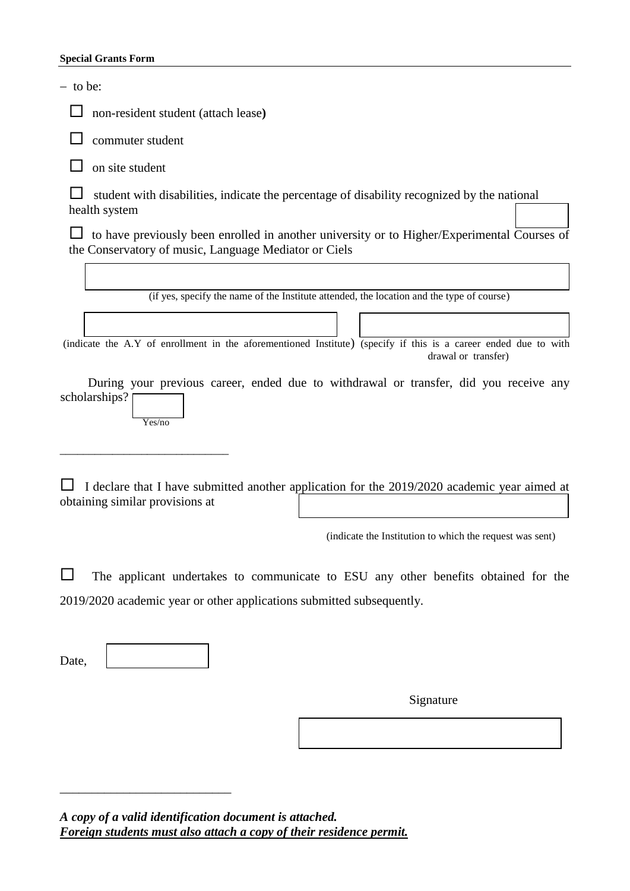- to be:

☐ non-resident student (attach lease**)**

☐ commuter student

☐ on site student

☐ student with disabilities, indicate the percentage of disability recognized by the national health system

☐ to have previously been enrolled in another university or to Higher/Experimental Courses of the Conservatory of music, Language Mediator or Ciels

(if yes, specify the name of the Institute attended, the location and the type of course)

(indicate the A.Y of enrollment in the aforementioned Institute) (specify if this is a career ended due to with drawal or transfer)

During your previous career, ended due to withdrawal or transfer, did you receive any scholarships?

Yes/no

___________________________

☐ I declare that I have submitted another application for the 2019/2020 academic year aimed at obtaining similar provisions at

(indicate the Institution to which the request was sent)

☐ The applicant undertakes to communicate to ESU any other benefits obtained for the 2019/2020 academic year or other applications submitted subsequently.

Date,

Signature

___________________________

***A copy of a valid identification document is attached.***
***<u>Foreign students must also attach a copy of their residence permit.</u>***